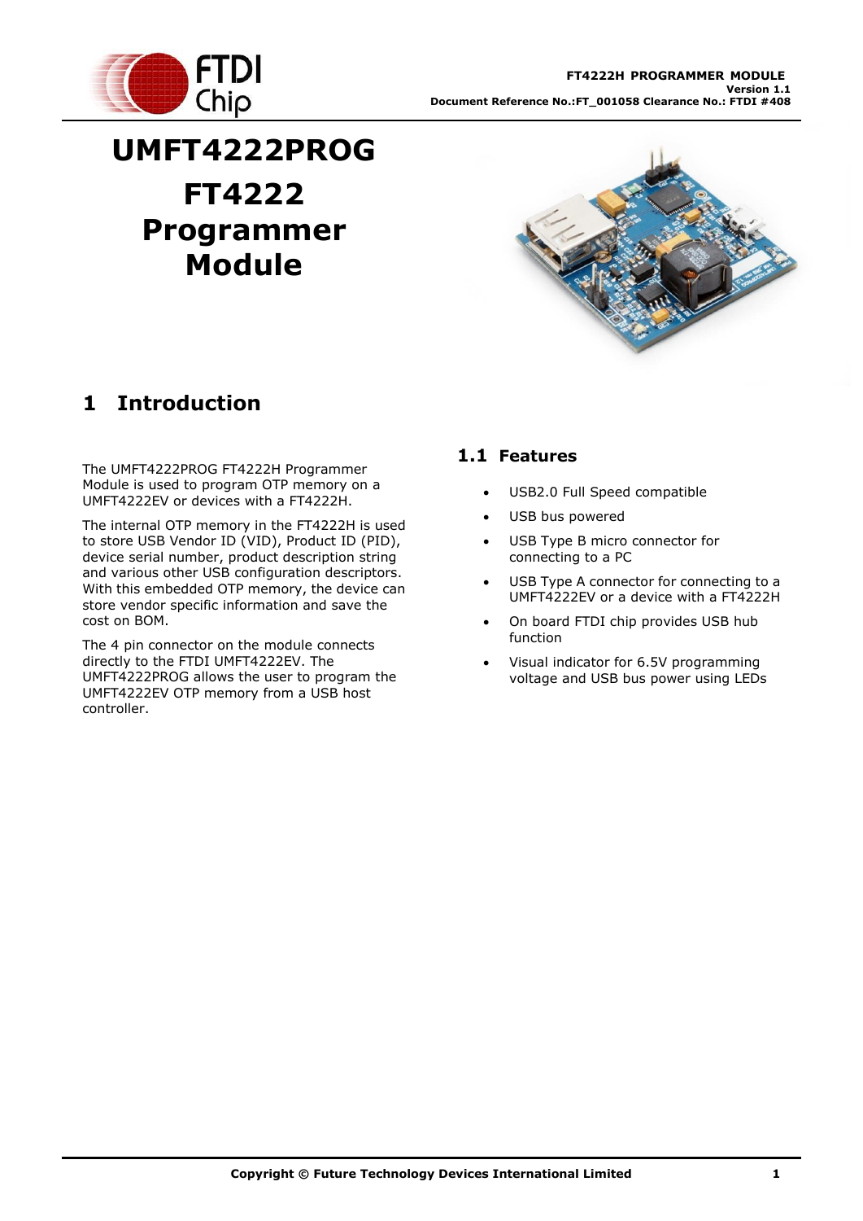# UMFT4222PROG

# FT4222 Programmer Module

## 1 Introduction

The UMFT4222PROG FT4222H Programmer Module is used to program OTP memory on a UMFT4222EV or devices with a FT4222H.

The internal OTP memory in the FT4222H is used to store USB Vendor ID (VID), Product ID (PID), device serial number, product description string and various other USB configuration descriptors. With this embedded OTP memory, the device can store vendor specific information and save the cost on BOM.

The 4 pin connector on the module connects directly to the FTDI UMFT4222EV. The UMFT4222PROG allows the user to program the UMFT4222EV OTP memory from a USB host controller.

### 1.1 Features

- USB2.0 Full Speed compatible
- USB bus powered
- USB Type B micro connector for connecting to a PC
- USB Type A connector for connecting to a UMFT4222EV or a device with a FT4222H
- On board FTDI chip provides USB hub function
- Visual indicator for 6.5V programming voltage and USB bus power using LEDs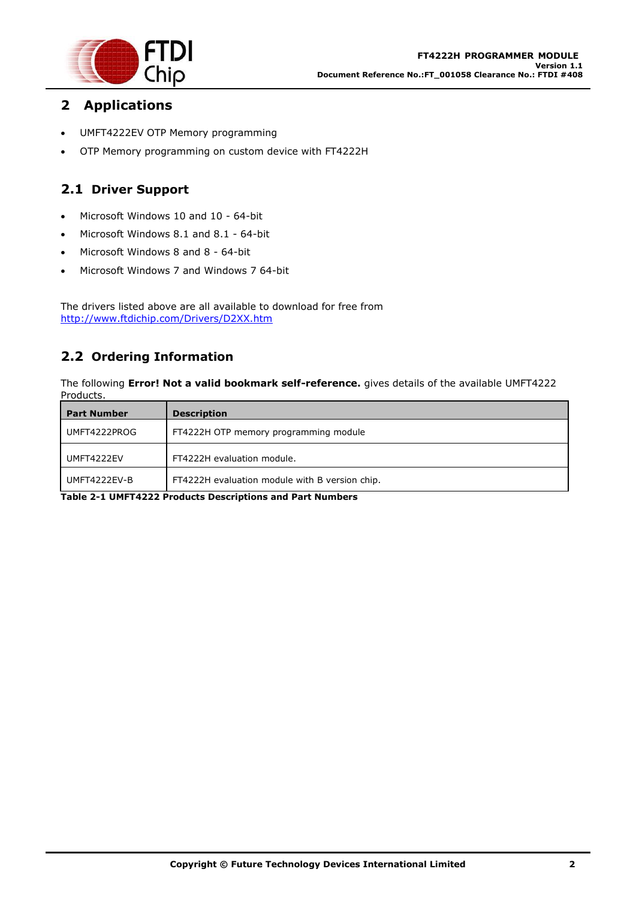# 2 Applications

- UMFT4222EV OTP Memory programming
- OTP Memory programming on custom device with FT4222H

## 2.1 Driver Support

- Microsoft Windows 10 and 10 - 64-bit
- Microsoft Windows 8.1 and 8.1 - 64-bit
- Microsoft Windows 8 and 8 - 64-bit
- Microsoft Windows 7 and Windows 7 64-bit

The drivers listed above are all available to download for free from
http://www.ftdichip.com/Drivers/D2XX.htm

## 2.2 Ordering Information

The following **Error! Not a valid bookmark self-reference.** gives details of the available UMFT4222 Products.

| Part Number | Description |
|---|---|
| UMFT4222PROG | FT4222H OTP memory programming module |
| UMFT4222EV | FT4222H evaluation module. |
| UMFT4222EV-B | FT4222H evaluation module with B version chip. |

**Table 2-1 UMFT4222 Products Descriptions and Part Numbers**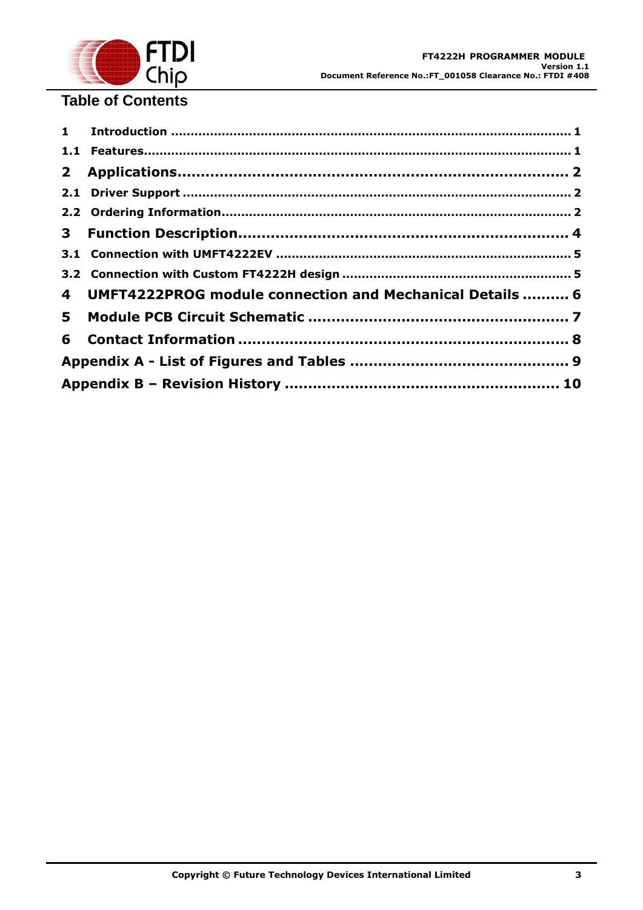# Table of Contents

1 Introduction ..................................................................................................... 1

1.1 Features............................................................................................................ 1

2 Applications................................................................................ 2

2.1 Driver Support .................................................................................................. 2

2.2 Ordering Information....................................................................................... 2

3 Function Description.................................................................... 4

3.1 Connection with UMFT4222EV .......................................................................... 5

3.2 Connection with Custom FT4222H design .......................................................... 5

4 UMFT4222PROG module connection and Mechanical Details .......... 6

5 Module PCB Circuit Schematic ...................................................... 7

6 Contact Information ..................................................................... 8

Appendix A - List of Figures and Tables .............................................. 9

Appendix B – Revision History ......................................................... 10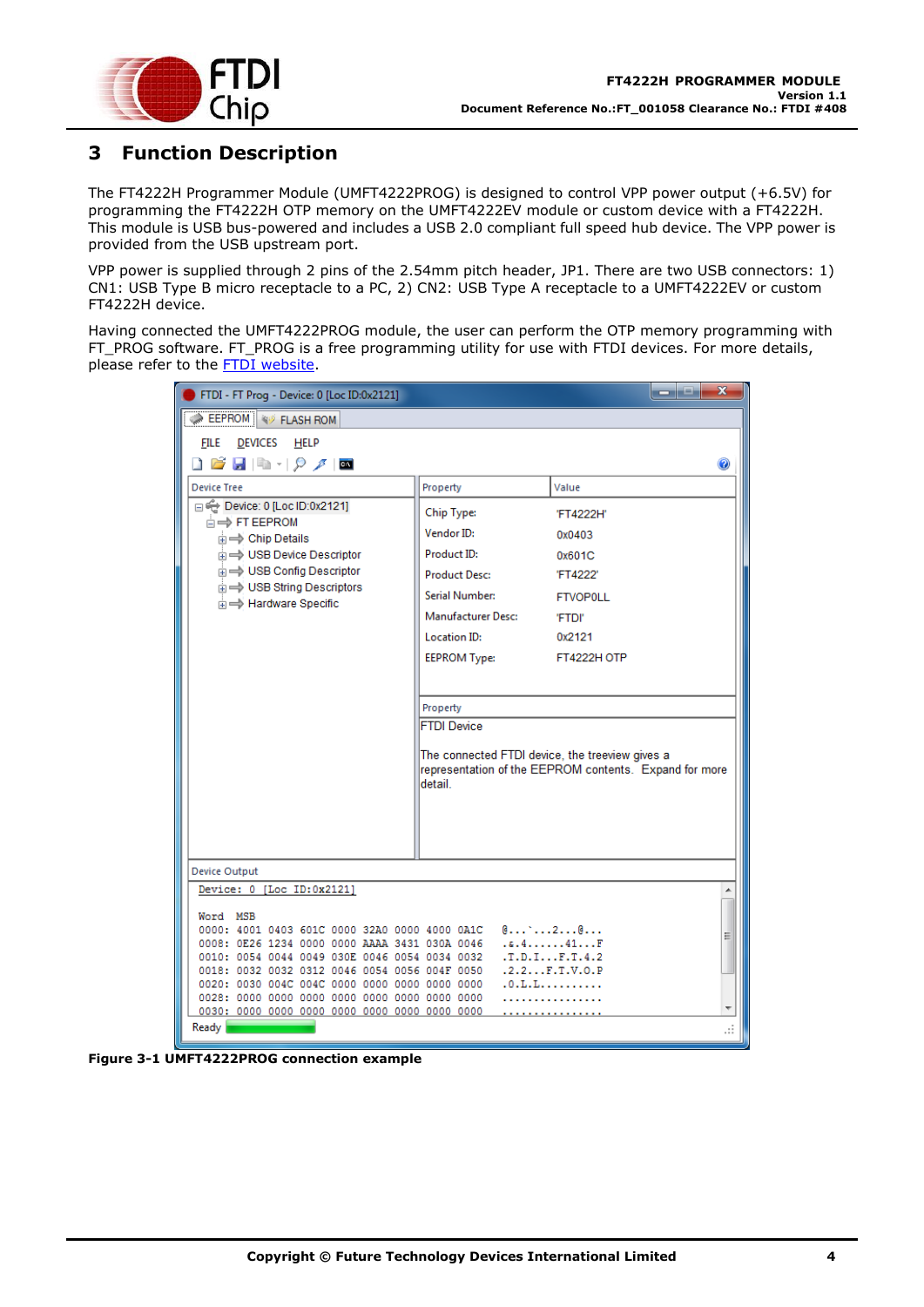# 3 Function Description

The FT4222H Programmer Module (UMFT4222PROG) is designed to control VPP power output (+6.5V) for programming the FT4222H OTP memory on the UMFT4222EV module or custom device with a FT4222H. This module is USB bus-powered and includes a USB 2.0 compliant full speed hub device. The VPP power is provided from the USB upstream port.

VPP power is supplied through 2 pins of the 2.54mm pitch header, JP1. There are two USB connectors: 1) CN1: USB Type B micro receptacle to a PC, 2) CN2: USB Type A receptacle to a UMFT4222EV or custom FT4222H device.

Having connected the UMFT4222PROG module, the user can perform the OTP memory programming with FT_PROG software. FT_PROG is a free programming utility for use with FTDI devices. For more details, please refer to the FTDI website.

**Figure 3-1 UMFT4222PROG connection example**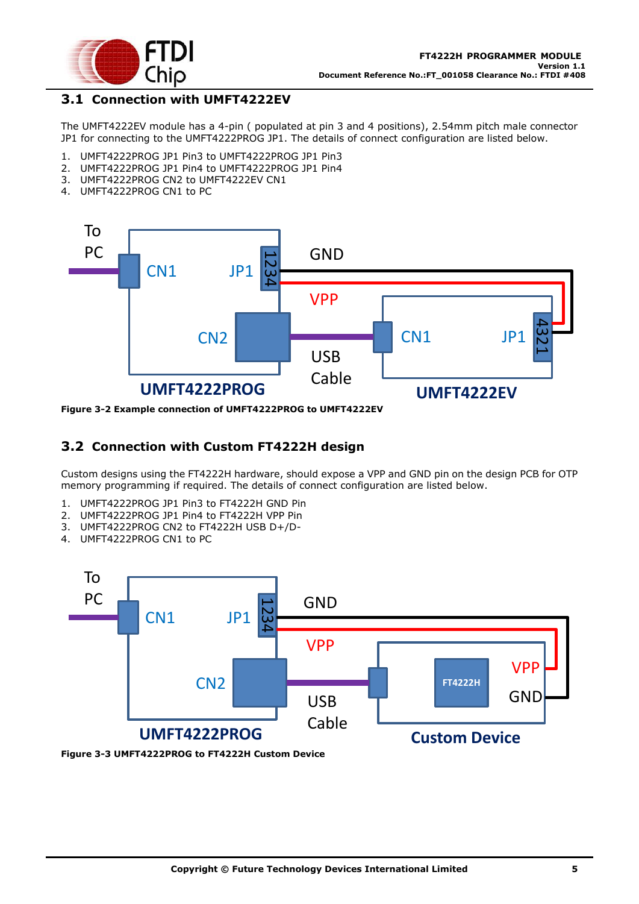## 3.1 Connection with UMFT4222EV

The UMFT4222EV module has a 4-pin ( populated at pin 3 and 4 positions), 2.54mm pitch male connector JP1 for connecting to the UMFT4222PROG JP1. The details of connect configuration are listed below.

1. UMFT4222PROG JP1 Pin3 to UMFT4222PROG JP1 Pin3
2. UMFT4222PROG JP1 Pin4 to UMFT4222PROG JP1 Pin4
3. UMFT4222PROG CN2 to UMFT4222EV CN1
4. UMFT4222PROG CN1 to PC

**Figure 3-2 Example connection of UMFT4222PROG to UMFT4222EV**

## 3.2 Connection with Custom FT4222H design

Custom designs using the FT4222H hardware, should expose a VPP and GND pin on the design PCB for OTP memory programming if required. The details of connect configuration are listed below.

1. UMFT4222PROG JP1 Pin3 to FT4222H GND Pin
2. UMFT4222PROG JP1 Pin4 to FT4222H VPP Pin
3. UMFT4222PROG CN2 to FT4222H USB D+/D-
4. UMFT4222PROG CN1 to PC

**Figure 3-3 UMFT4222PROG to FT4222H Custom Device**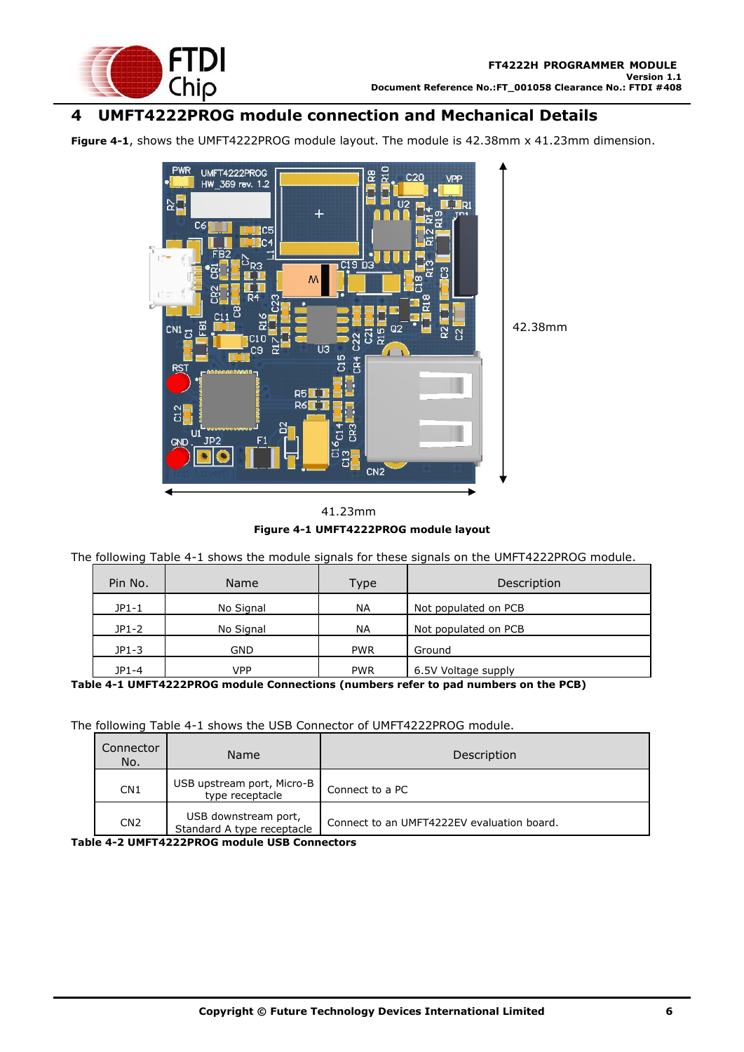# 4 UMFT4222PROG module connection and Mechanical Details

**Figure 4-1**, shows the UMFT4222PROG module layout. The module is 42.38mm x 41.23mm dimension.

**Figure 4-1 UMFT4222PROG module layout**

The following Table 4-1 shows the module signals for these signals on the UMFT4222PROG module.

| Pin No. | Name | Type | Description |
|---|---|---|---|
| JP1-1 | No Signal | NA | Not populated on PCB |
| JP1-2 | No Signal | NA | Not populated on PCB |
| JP1-3 | GND | PWR | Ground |
| JP1-4 | VPP | PWR | 6.5V Voltage supply |

**Table 4-1 UMFT4222PROG module Connections (numbers refer to pad numbers on the PCB)**

The following Table 4-1 shows the USB Connector of UMFT4222PROG module.

| Connector No. | Name | Description |
|---|---|---|
| CN1 | USB upstream port, Micro-B type receptacle | Connect to a PC |
| CN2 | USB downstream port, Standard A type receptacle | Connect to an UMFT4222EV evaluation board. |

**Table 4-2 UMFT4222PROG module USB Connectors**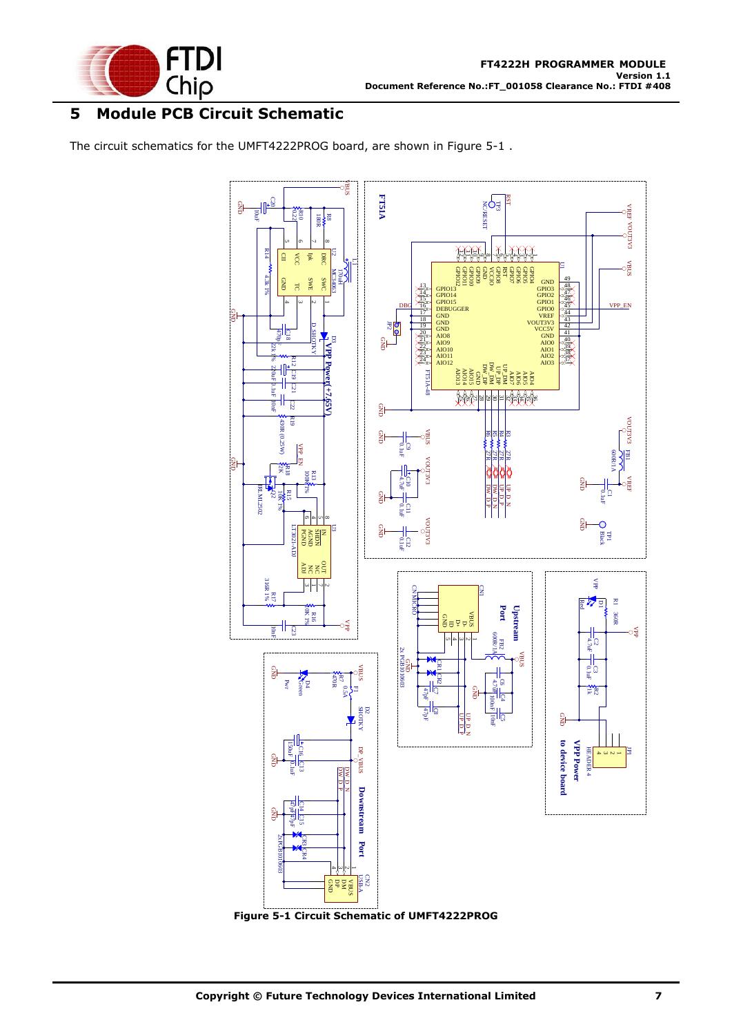# 5 Module PCB Circuit Schematic

The circuit schematics for the UMFT4222PROG board, are shown in Figure 5-1 .

**Figure 5-1 Circuit Schematic of UMFT4222PROG**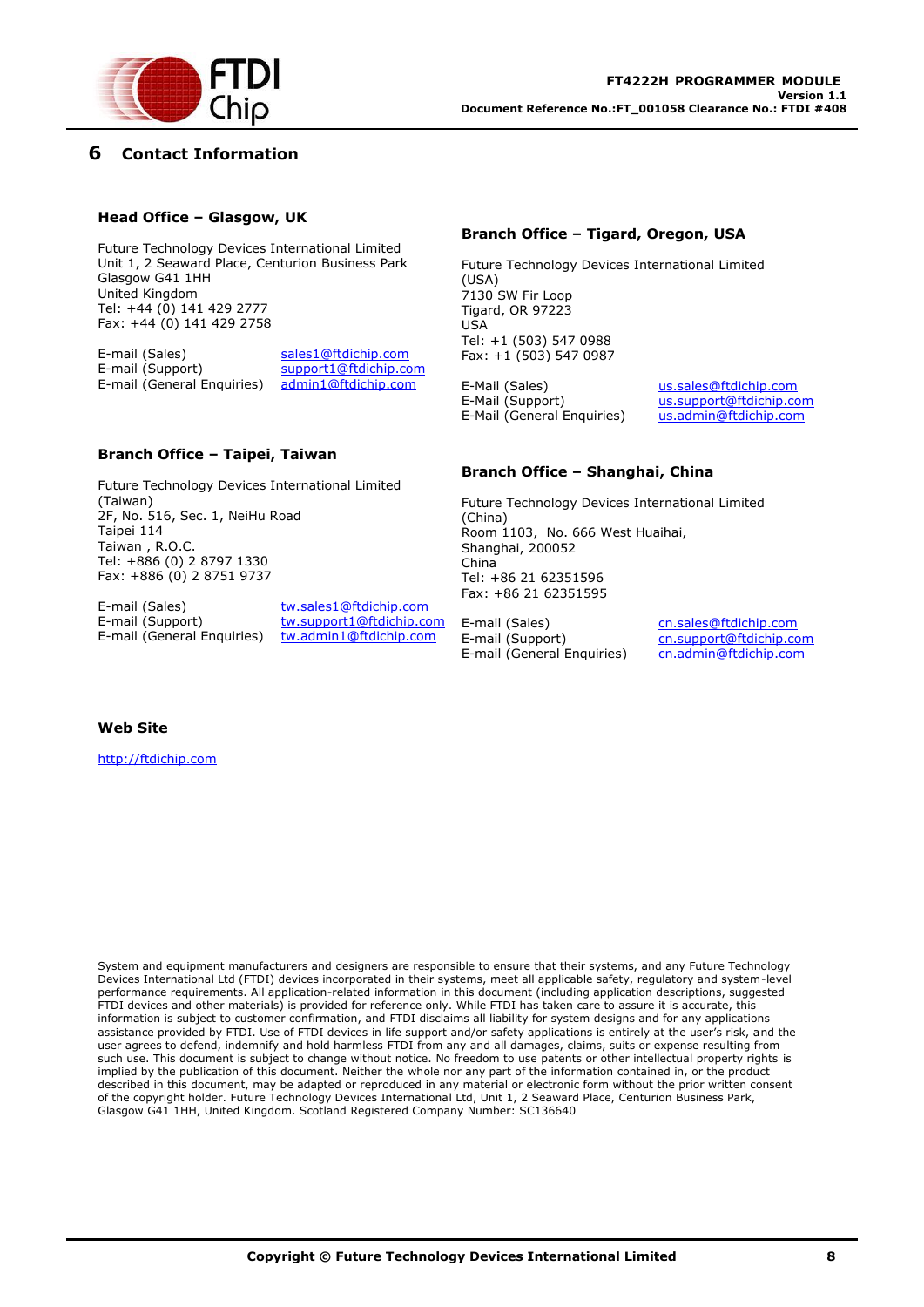# 6 Contact Information

### Head Office – Glasgow, UK

Future Technology Devices International Limited
Unit 1, 2 Seaward Place, Centurion Business Park
Glasgow G41 1HH
United Kingdom
Tel: +44 (0) 141 429 2777
Fax: +44 (0) 141 429 2758

E-mail (Sales) sales1@ftdichip.com
E-mail (Support) support1@ftdichip.com
E-mail (General Enquiries) admin1@ftdichip.com

### Branch Office – Tigard, Oregon, USA

Future Technology Devices International Limited (USA)
7130 SW Fir Loop
Tigard, OR 97223
USA
Tel: +1 (503) 547 0988
Fax: +1 (503) 547 0987

E-Mail (Sales) us.sales@ftdichip.com
E-Mail (Support) us.support@ftdichip.com
E-Mail (General Enquiries) us.admin@ftdichip.com

### Branch Office – Taipei, Taiwan

Future Technology Devices International Limited (Taiwan)
2F, No. 516, Sec. 1, NeiHu Road
Taipei 114
Taiwan , R.O.C.
Tel: +886 (0) 2 8797 1330
Fax: +886 (0) 2 8751 9737

E-mail (Sales) tw.sales1@ftdichip.com
E-mail (Support) tw.support1@ftdichip.com
E-mail (General Enquiries) tw.admin1@ftdichip.com

### Branch Office – Shanghai, China

Future Technology Devices International Limited (China)
Room 1103, No. 666 West Huaihai,
Shanghai, 200052
China
Tel: +86 21 62351596
Fax: +86 21 62351595

E-mail (Sales) cn.sales@ftdichip.com
E-mail (Support) cn.support@ftdichip.com
E-mail (General Enquiries) cn.admin@ftdichip.com

### Web Site

http://ftdichip.com

System and equipment manufacturers and designers are responsible to ensure that their systems, and any Future Technology Devices International Ltd (FTDI) devices incorporated in their systems, meet all applicable safety, regulatory and system-level performance requirements. All application-related information in this document (including application descriptions, suggested FTDI devices and other materials) is provided for reference only. While FTDI has taken care to assure it is accurate, this information is subject to customer confirmation, and FTDI disclaims all liability for system designs and for any applications assistance provided by FTDI. Use of FTDI devices in life support and/or safety applications is entirely at the user's risk, and the user agrees to defend, indemnify and hold harmless FTDI from any and all damages, claims, suits or expense resulting from such use. This document is subject to change without notice. No freedom to use patents or other intellectual property rights is implied by the publication of this document. Neither the whole nor any part of the information contained in, or the product described in this document, may be adapted or reproduced in any material or electronic form without the prior written consent of the copyright holder. Future Technology Devices International Ltd, Unit 1, 2 Seaward Place, Centurion Business Park, Glasgow G41 1HH, United Kingdom. Scotland Registered Company Number: SC136640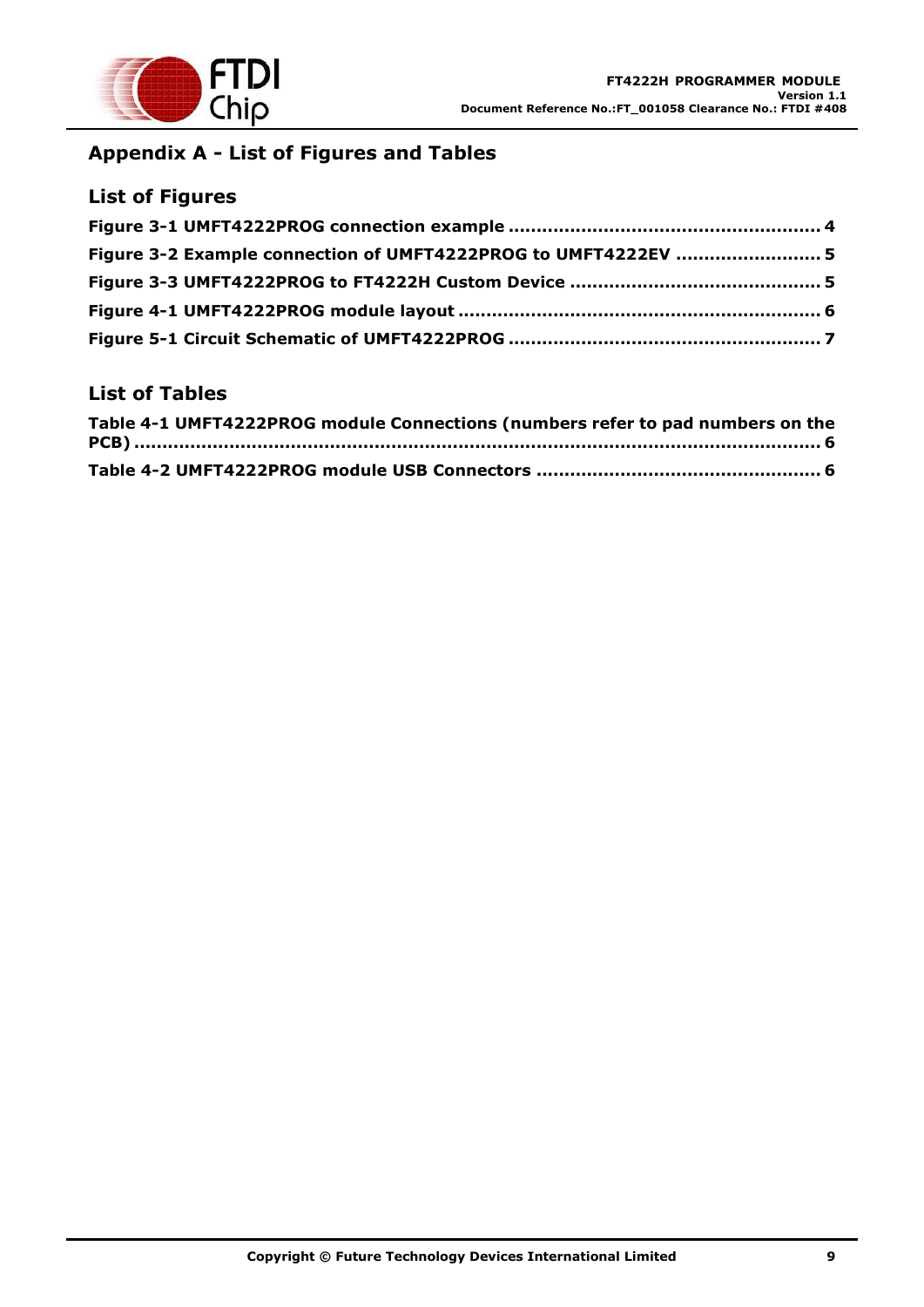# Appendix A - List of Figures and Tables

## List of Figures

**Figure 3-1 UMFT4222PROG connection example ........................................................ 4**

**Figure 3-2 Example connection of UMFT4222PROG to UMFT4222EV ......................... 5**

**Figure 3-3 UMFT4222PROG to FT4222H Custom Device ............................................ 5**

**Figure 4-1 UMFT4222PROG module layout ................................................................. 6**

**Figure 5-1 Circuit Schematic of UMFT4222PROG ........................................................ 7**

## List of Tables

**Table 4-1 UMFT4222PROG module Connections (numbers refer to pad numbers on the PCB) ........................................................................................................................... 6**

**Table 4-2 UMFT4222PROG module USB Connectors .................................................. 6**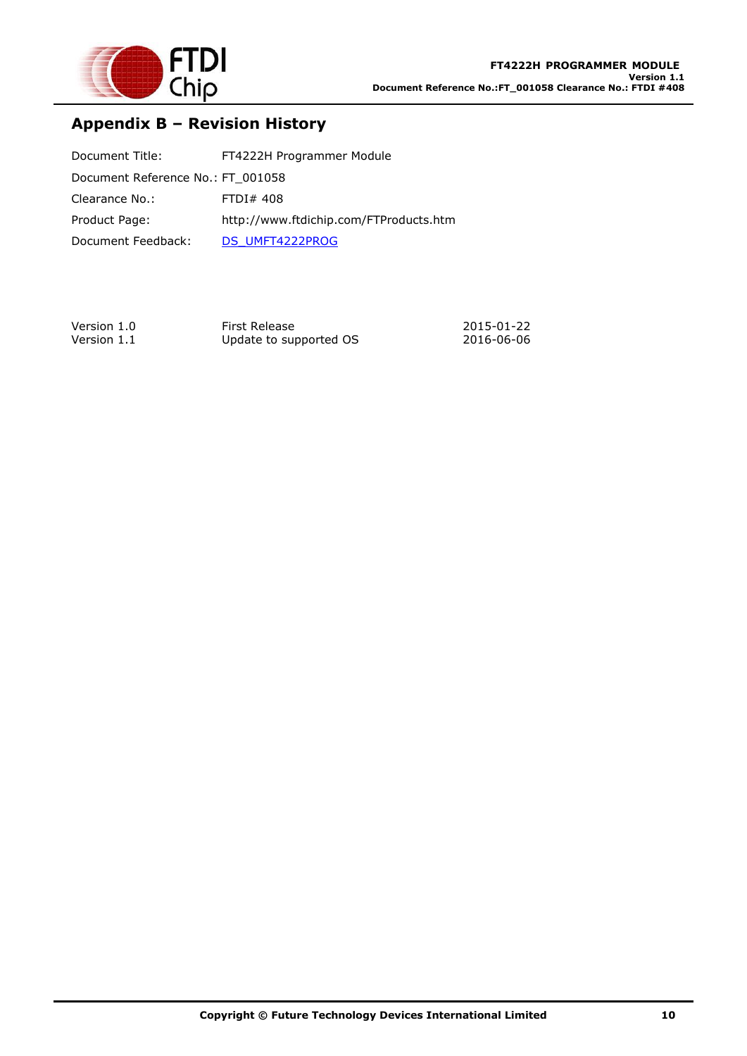# Appendix B – Revision History

| | |
|---|---|
| Document Title: | FT4222H Programmer Module |
| Document Reference No.: | FT_001058 |
| Clearance No.: | FTDI# 408 |
| Product Page: | http://www.ftdichip.com/FTProducts.htm |
| Document Feedback: | DS_UMFT4222PROG |

| | | |
|---|---|---|
| Version 1.0 | First Release | 2015-01-22 |
| Version 1.1 | Update to supported OS | 2016-06-06 |